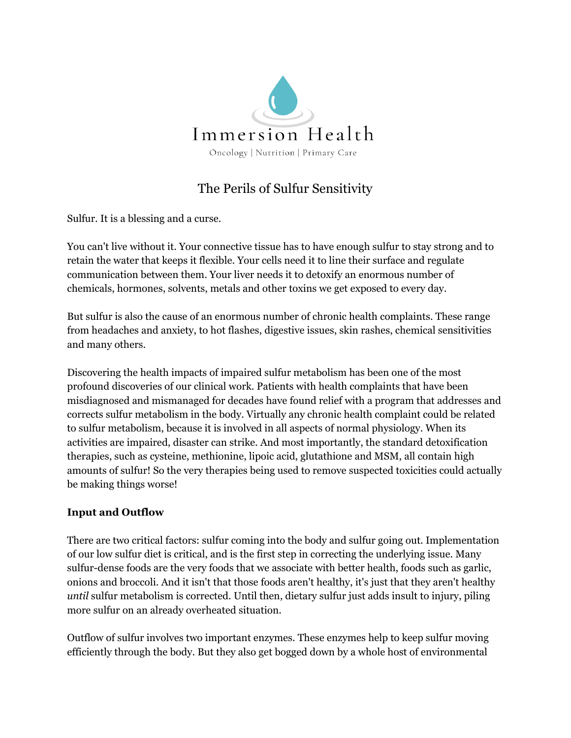Immersion Health

Oncology | Nutrition | Primary Care

# The Perils of Sulfur Sensitivity

Sulfur. It is a blessing and a curse.

You can't live without it. Your connective tissue has to have enough sulfur to stay strong and to retain the water that keeps it flexible. Your cells need it to line their surface and regulate communication between them. Your liver needs it to detoxify an enormous number of chemicals, hormones, solvents, metals and other toxins we get exposed to every day.

But sulfur is also the cause of an enormous number of chronic health complaints. These range from headaches and anxiety, to hot flashes, digestive issues, skin rashes, chemical sensitivities and many others.

Discovering the health impacts of impaired sulfur metabolism has been one of the most profound discoveries of our clinical work. Patients with health complaints that have been misdiagnosed and mismanaged for decades have found relief with a program that addresses and corrects sulfur metabolism in the body. Virtually any chronic health complaint could be related to sulfur metabolism, because it is involved in all aspects of normal physiology. When its activities are impaired, disaster can strike. And most importantly, the standard detoxification therapies, such as cysteine, methionine, lipoic acid, glutathione and MSM, all contain high amounts of sulfur! So the very therapies being used to remove suspected toxicities could actually be making things worse!

**Input and Outflow**

There are two critical factors: sulfur coming into the body and sulfur going out. Implementation of our low sulfur diet is critical, and is the first step in correcting the underlying issue. Many sulfur-dense foods are the very foods that we associate with better health, foods such as garlic, onions and broccoli. And it isn't that those foods aren't healthy, it's just that they aren't healthy *until* sulfur metabolism is corrected. Until then, dietary sulfur just adds insult to injury, piling more sulfur on an already overheated situation.

Outflow of sulfur involves two important enzymes. These enzymes help to keep sulfur moving efficiently through the body. But they also get bogged down by a whole host of environmental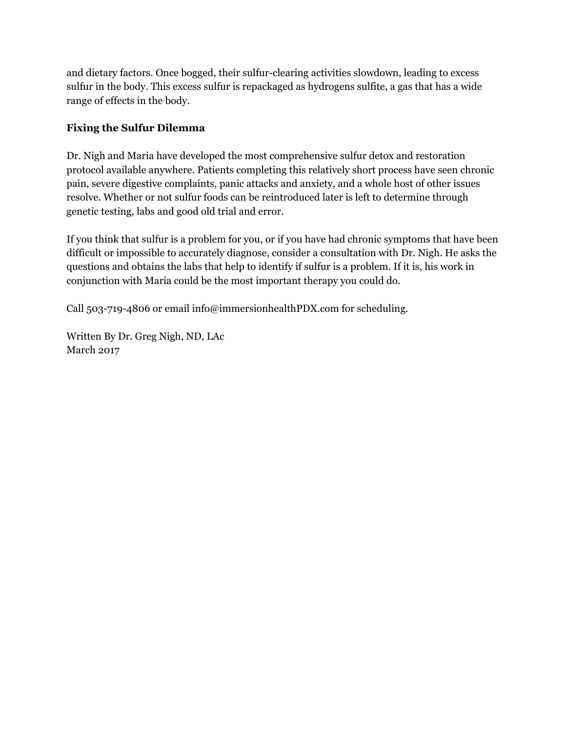and dietary factors. Once bogged, their sulfur-clearing activities slowdown, leading to excess sulfur in the body. This excess sulfur is repackaged as hydrogens sulfite, a gas that has a wide range of effects in the body.

**Fixing the Sulfur Dilemma**

Dr. Nigh and Maria have developed the most comprehensive sulfur detox and restoration protocol available anywhere. Patients completing this relatively short process have seen chronic pain, severe digestive complaints, panic attacks and anxiety, and a whole host of other issues resolve. Whether or not sulfur foods can be reintroduced later is left to determine through genetic testing, labs and good old trial and error.

If you think that sulfur is a problem for you, or if you have had chronic symptoms that have been difficult or impossible to accurately diagnose, consider a consultation with Dr. Nigh. He asks the questions and obtains the labs that help to identify if sulfur is a problem. If it is, his work in conjunction with Maria could be the most important therapy you could do.

Call 503-719-4806 or email info@immersionhealthPDX.com for scheduling.

Written By Dr. Greg Nigh, ND, LAc
March 2017